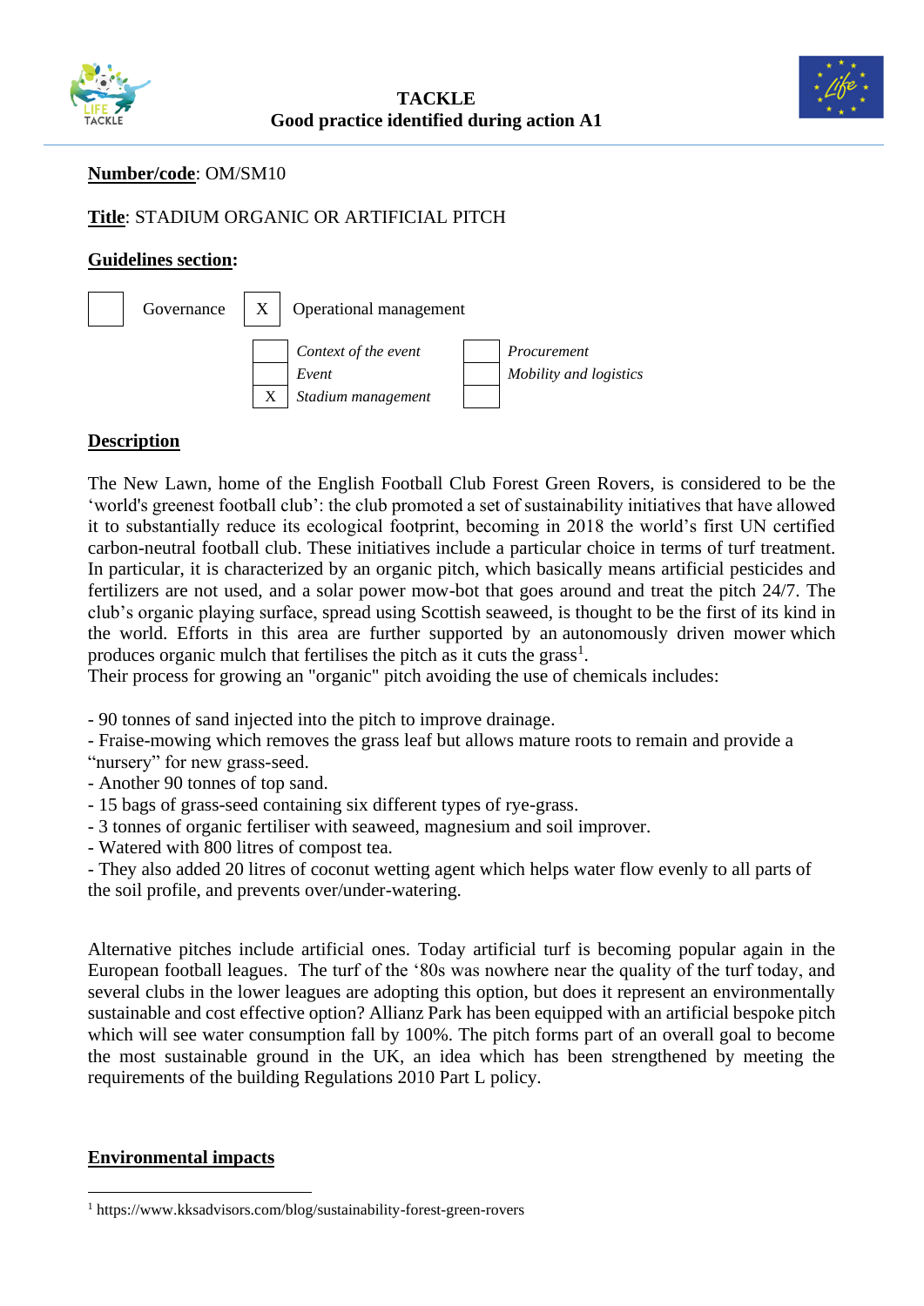# TACKLE
## Good practice identified during action A1

**Number/code**: OM/SM10

**Title**: STADIUM ORGANIC OR ARTIFICIAL PITCH

**Guidelines section:**

| | Governance | X | Operational management | | |
|---|---|---|---|---|---|
| | | | *Context of the event* | | *Procurement* |
| | | | *Event* | | *Mobility and logistics* |
| | | X | *Stadium management* | | |

**Description**

The New Lawn, home of the English Football Club Forest Green Rovers, is considered to be the 'world's greenest football club': the club promoted a set of sustainability initiatives that have allowed it to substantially reduce its ecological footprint, becoming in 2018 the world's first UN certified carbon-neutral football club. These initiatives include a particular choice in terms of turf treatment. In particular, it is characterized by an organic pitch, which basically means artificial pesticides and fertilizers are not used, and a solar power mow-bot that goes around and treat the pitch 24/7. The club's organic playing surface, spread using Scottish seaweed, is thought to be the first of its kind in the world. Efforts in this area are further supported by an autonomously driven mower which produces organic mulch that fertilises the pitch as it cuts the grass[1].
Their process for growing an "organic" pitch avoiding the use of chemicals includes:

- 90 tonnes of sand injected into the pitch to improve drainage.
- Fraise-mowing which removes the grass leaf but allows mature roots to remain and provide a "nursery" for new grass-seed.
- Another 90 tonnes of top sand.
- 15 bags of grass-seed containing six different types of rye-grass.
- 3 tonnes of organic fertiliser with seaweed, magnesium and soil improver.
- Watered with 800 litres of compost tea.
- They also added 20 litres of coconut wetting agent which helps water flow evenly to all parts of the soil profile, and prevents over/under-watering.

Alternative pitches include artificial ones. Today artificial turf is becoming popular again in the European football leagues. The turf of the '80s was nowhere near the quality of the turf today, and several clubs in the lower leagues are adopting this option, but does it represent an environmentally sustainable and cost effective option? Allianz Park has been equipped with an artificial bespoke pitch which will see water consumption fall by 100%. The pitch forms part of an overall goal to become the most sustainable ground in the UK, an idea which has been strengthened by meeting the requirements of the building Regulations 2010 Part L policy.

**Environmental impacts**

[1] https://www.kksadvisors.com/blog/sustainability-forest-green-rovers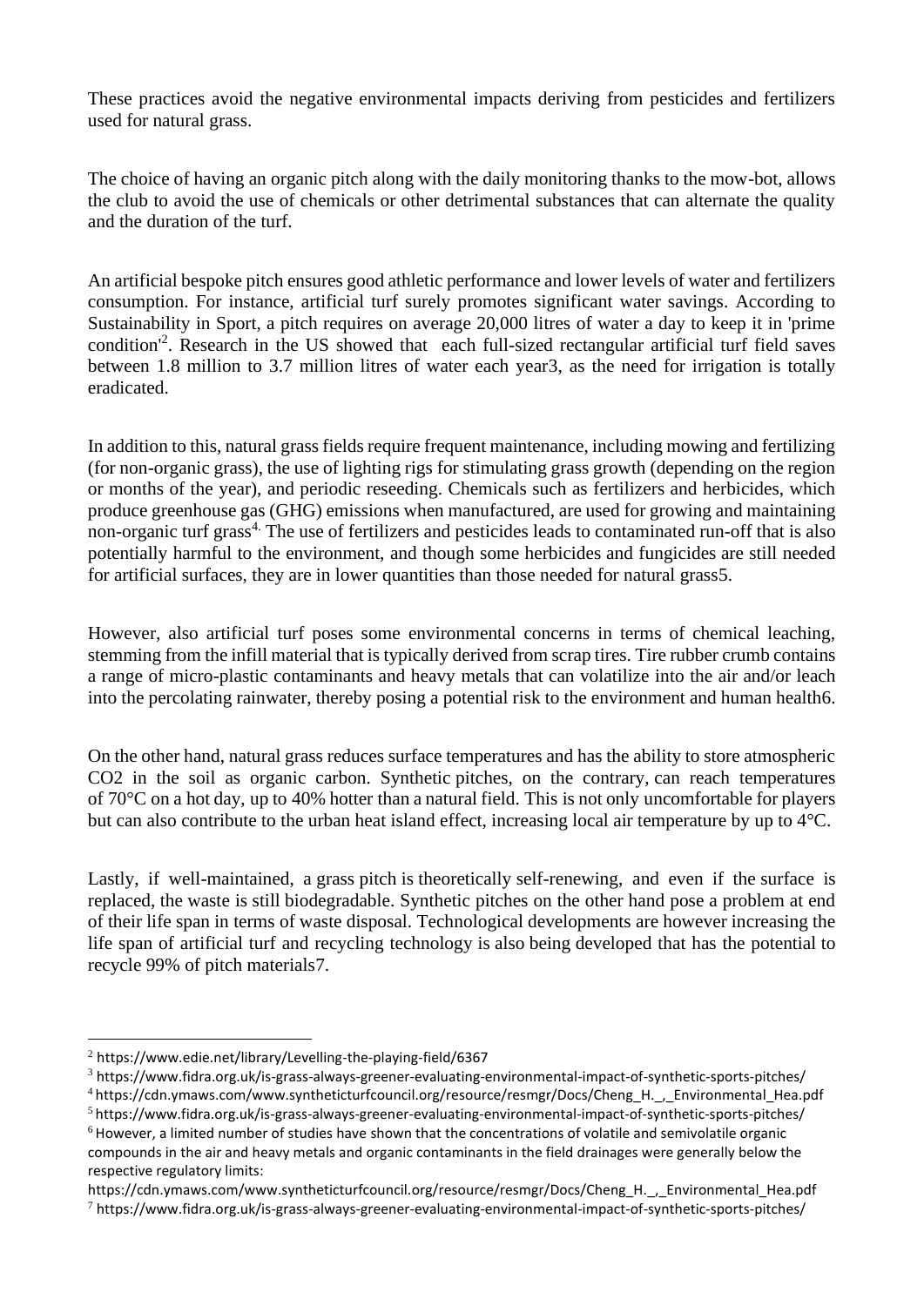These practices avoid the negative environmental impacts deriving from pesticides and fertilizers used for natural grass.

The choice of having an organic pitch along with the daily monitoring thanks to the mow-bot, allows the club to avoid the use of chemicals or other detrimental substances that can alternate the quality and the duration of the turf.

An artificial bespoke pitch ensures good athletic performance and lower levels of water and fertilizers consumption. For instance, artificial turf surely promotes significant water savings. According to Sustainability in Sport, a pitch requires on average 20,000 litres of water a day to keep it in 'prime condition'[2]. Research in the US showed that each full-sized rectangular artificial turf field saves between 1.8 million to 3.7 million litres of water each year3, as the need for irrigation is totally eradicated.

In addition to this, natural grass fields require frequent maintenance, including mowing and fertilizing (for non-organic grass), the use of lighting rigs for stimulating grass growth (depending on the region or months of the year), and periodic reseeding. Chemicals such as fertilizers and herbicides, which produce greenhouse gas (GHG) emissions when manufactured, are used for growing and maintaining non-organic turf grass[4]. The use of fertilizers and pesticides leads to contaminated run-off that is also potentially harmful to the environment, and though some herbicides and fungicides are still needed for artificial surfaces, they are in lower quantities than those needed for natural grass5.

However, also artificial turf poses some environmental concerns in terms of chemical leaching, stemming from the infill material that is typically derived from scrap tires. Tire rubber crumb contains a range of micro-plastic contaminants and heavy metals that can volatilize into the air and/or leach into the percolating rainwater, thereby posing a potential risk to the environment and human health6.

On the other hand, natural grass reduces surface temperatures and has the ability to store atmospheric $CO_2$ in the soil as organic carbon. Synthetic pitches, on the contrary, can reach temperatures of 70°C on a hot day, up to 40% hotter than a natural field. This is not only uncomfortable for players but can also contribute to the urban heat island effect, increasing local air temperature by up to 4°C.

Lastly, if well-maintained, a grass pitch is theoretically self-renewing, and even if the surface is replaced, the waste is still biodegradable. Synthetic pitches on the other hand pose a problem at end of their life span in terms of waste disposal. Technological developments are however increasing the life span of artificial turf and recycling technology is also being developed that has the potential to recycle 99% of pitch materials7.

---

[2] https://www.edie.net/library/Levelling-the-playing-field/6367

[3] https://www.fidra.org.uk/is-grass-always-greener-evaluating-environmental-impact-of-synthetic-sports-pitches/

[4] https://cdn.ymaws.com/www.syntheticturfcouncil.org/resource/resmgr/Docs/Cheng_H._,_Environmental_Hea.pdf

[5] https://www.fidra.org.uk/is-grass-always-greener-evaluating-environmental-impact-of-synthetic-sports-pitches/

[6] However, a limited number of studies have shown that the concentrations of volatile and semivolatile organic compounds in the air and heavy metals and organic contaminants in the field drainages were generally below the respective regulatory limits:
https://cdn.ymaws.com/www.syntheticturfcouncil.org/resource/resmgr/Docs/Cheng_H._,_Environmental_Hea.pdf

[7] https://www.fidra.org.uk/is-grass-always-greener-evaluating-environmental-impact-of-synthetic-sports-pitches/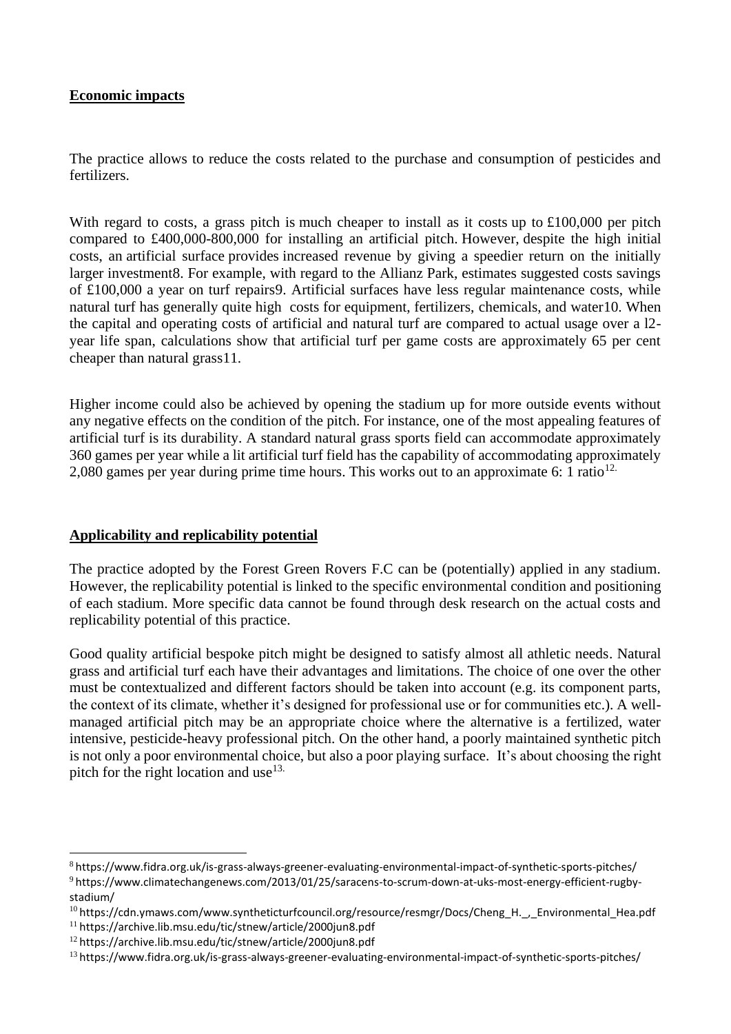## Economic impacts

The practice allows to reduce the costs related to the purchase and consumption of pesticides and fertilizers.

With regard to costs, a grass pitch is much cheaper to install as it costs up to £100,000 per pitch compared to £400,000-800,000 for installing an artificial pitch. However, despite the high initial costs, an artificial surface provides increased revenue by giving a speedier return on the initially larger investment[8]. For example, with regard to the Allianz Park, estimates suggested costs savings of £100,000 a year on turf repairs[9]. Artificial surfaces have less regular maintenance costs, while natural turf has generally quite high costs for equipment, fertilizers, chemicals, and water[10]. When the capital and operating costs of artificial and natural turf are compared to actual usage over a l2-year life span, calculations show that artificial turf per game costs are approximately 65 per cent cheaper than natural grass[11].

Higher income could also be achieved by opening the stadium up for more outside events without any negative effects on the condition of the pitch. For instance, one of the most appealing features of artificial turf is its durability. A standard natural grass sports field can accommodate approximately 360 games per year while a lit artificial turf field has the capability of accommodating approximately 2,080 games per year during prime time hours. This works out to an approximate 6: 1 ratio[12].

## Applicability and replicability potential

The practice adopted by the Forest Green Rovers F.C can be (potentially) applied in any stadium. However, the replicability potential is linked to the specific environmental condition and positioning of each stadium. More specific data cannot be found through desk research on the actual costs and replicability potential of this practice.

Good quality artificial bespoke pitch might be designed to satisfy almost all athletic needs. Natural grass and artificial turf each have their advantages and limitations. The choice of one over the other must be contextualized and different factors should be taken into account (e.g. its component parts, the context of its climate, whether it's designed for professional use or for communities etc.). A well-managed artificial pitch may be an appropriate choice where the alternative is a fertilized, water intensive, pesticide-heavy professional pitch. On the other hand, a poorly maintained synthetic pitch is not only a poor environmental choice, but also a poor playing surface. It's about choosing the right pitch for the right location and use[13].

---

[8] https://www.fidra.org.uk/is-grass-always-greener-evaluating-environmental-impact-of-synthetic-sports-pitches/

[9] https://www.climatechangenews.com/2013/01/25/saracens-to-scrum-down-at-uks-most-energy-efficient-rugby-stadium/

[10] https://cdn.ymaws.com/www.syntheticturfcouncil.org/resource/resmgr/Docs/Cheng_H._,_Environmental_Hea.pdf

[11] https://archive.lib.msu.edu/tic/stnew/article/2000jun8.pdf

[12] https://archive.lib.msu.edu/tic/stnew/article/2000jun8.pdf

[13] https://www.fidra.org.uk/is-grass-always-greener-evaluating-environmental-impact-of-synthetic-sports-pitches/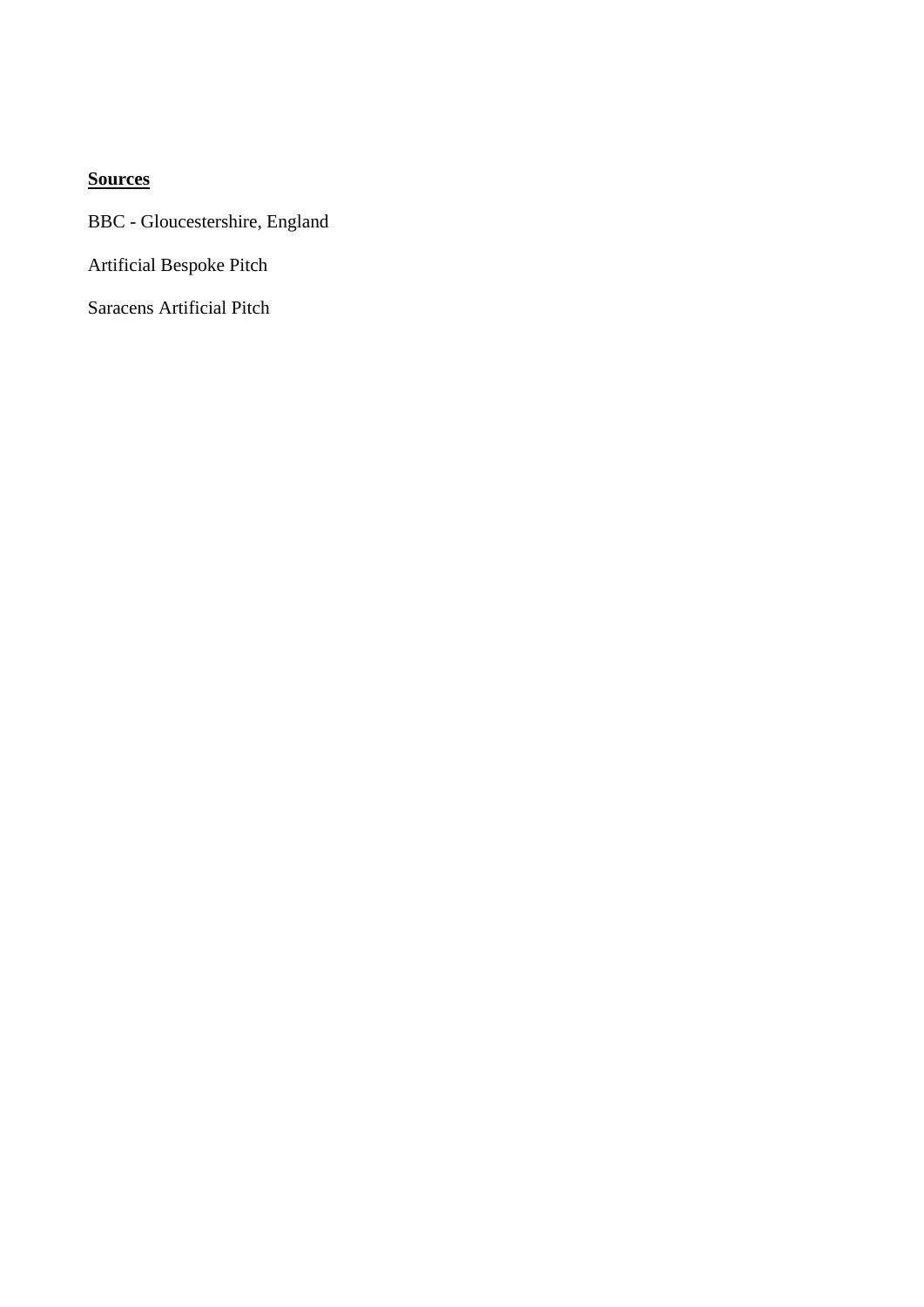**Sources**

BBC - Gloucestershire, England

Artificial Bespoke Pitch

Saracens Artificial Pitch